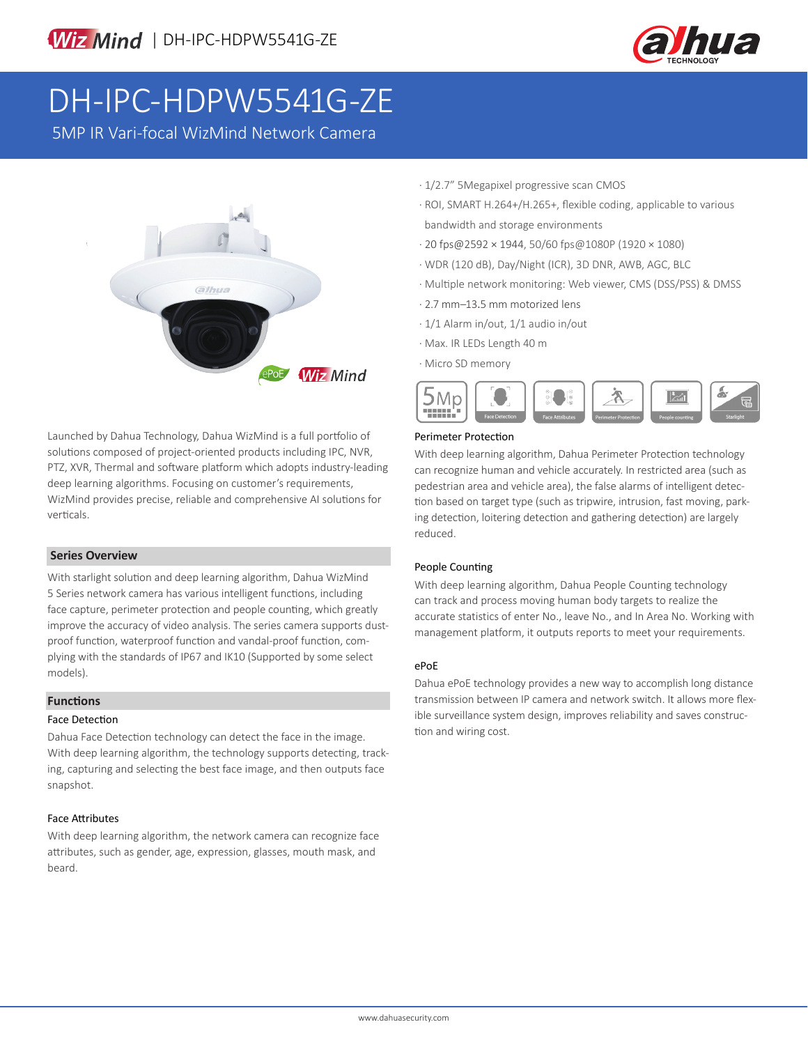WizMind | DH-IPC-HDPW5541G-ZE

# DH-IPC-HDPW5541G-ZE

5MP IR Vari-focal WizMind Network Camera

- 1/2.7" 5Megapixel progressive scan CMOS
- ROI, SMART H.264+/H.265+, flexible coding, applicable to various bandwidth and storage environments
- 20 fps@2592 × 1944, 50/60 fps@1080P (1920 × 1080)
- WDR (120 dB), Day/Night (ICR), 3D DNR, AWB, AGC, BLC
- Multiple network monitoring: Web viewer, CMS (DSS/PSS) & DMSS
- 2.7 mm–13.5 mm motorized lens
- 1/1 Alarm in/out, 1/1 audio in/out
- Max. IR LEDs Length 40 m
- Micro SD memory

Launched by Dahua Technology, Dahua WizMind is a full portfolio of solutions composed of project-oriented products including IPC, NVR, PTZ, XVR, Thermal and software platform which adopts industry-leading deep learning algorithms. Focusing on customer's requirements, WizMind provides precise, reliable and comprehensive AI solutions for verticals.

## Series Overview

With starlight solution and deep learning algorithm, Dahua WizMind 5 Series network camera has various intelligent functions, including face capture, perimeter protection and people counting, which greatly improve the accuracy of video analysis. The series camera supports dust-proof function, waterproof function and vandal-proof function, complying with the standards of IP67 and IK10 (Supported by some select models).

## Functions

### Face Detection

Dahua Face Detection technology can detect the face in the image. With deep learning algorithm, the technology supports detecting, tracking, capturing and selecting the best face image, and then outputs face snapshot.

### Face Attributes

With deep learning algorithm, the network camera can recognize face attributes, such as gender, age, expression, glasses, mouth mask, and beard.

### Perimeter Protection

With deep learning algorithm, Dahua Perimeter Protection technology can recognize human and vehicle accurately. In restricted area (such as pedestrian area and vehicle area), the false alarms of intelligent detection based on target type (such as tripwire, intrusion, fast moving, parking detection, loitering detection and gathering detection) are largely reduced.

### People Counting

With deep learning algorithm, Dahua People Counting technology can track and process moving human body targets to realize the accurate statistics of enter No., leave No., and In Area No. Working with management platform, it outputs reports to meet your requirements.

### ePoE

Dahua ePoE technology provides a new way to accomplish long distance transmission between IP camera and network switch. It allows more flexible surveillance system design, improves reliability and saves construction and wiring cost.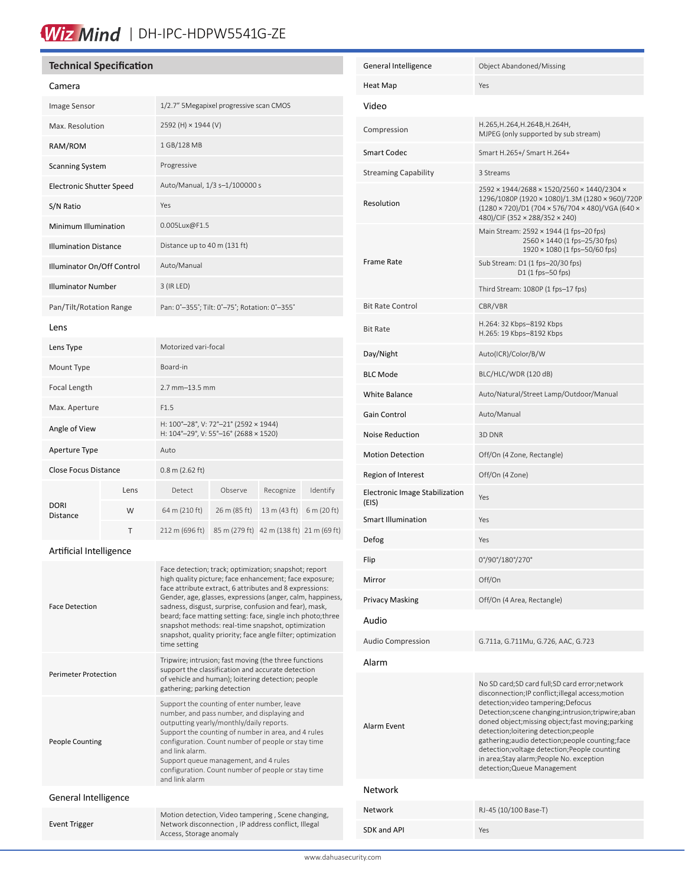WizMind | DH-IPC-HDPW5541G-ZE

## Technical Specification

### Camera

| | |
|---|---|
| Image Sensor | 1/2.7" 5Megapixel progressive scan CMOS |
| Max. Resolution | 2592 (H) × 1944 (V) |
| RAM/ROM | 1 GB/128 MB |
| Scanning System | Progressive |
| Electronic Shutter Speed | Auto/Manual, 1/3 s–1/100000 s |
| S/N Ratio | Yes |
| Minimum Illumination | 0.005Lux@F1.5 |
| Illumination Distance | Distance up to 40 m (131 ft) |
| Illuminator On/Off Control | Auto/Manual |
| Illuminator Number | 3 (IR LED) |
| Pan/Tilt/Rotation Range | Pan: 0°–355°; Tilt: 0°–75°; Rotation: 0°–355° |

### Lens

| | | | | | |
|---|---|---|---|---|---|
| Lens Type | Motorized vari-focal | | | | |
| Mount Type | Board-in | | | | |
| Focal Length | 2.7 mm–13.5 mm | | | | |
| Max. Aperture | F1.5 | | | | |
| Angle of View | H: 100°–28°, V: 72°–21° (2592 × 1944)<br>H: 104°–29°, V: 55°–16° (2688 × 1520) | | | | |
| Aperture Type | Auto | | | | |
| Close Focus Distance | 0.8 m (2.62 ft) | | | | |
| DORI Distance | Lens | Detect | Observe | Recognize | Identify |
| | W | 64 m (210 ft) | 26 m (85 ft) | 13 m (43 ft) | 6 m (20 ft) |
| | T | 212 m (696 ft) | 85 m (279 ft) | 42 m (138 ft) | 21 m (69 ft) |

### Artificial Intelligence

| | |
|---|---|
| Face Detection | Face detection; track; optimization; snapshot; report high quality picture; face enhancement; face exposure; face attribute extract, 6 attributes and 8 expressions: Gender, age, glasses, expressions (anger, calm, happiness, sadness, disgust, surprise, confusion and fear), mask, beard; face matting setting: face, single inch photo;three snapshot methods: real-time snapshot, optimization snapshot, quality priority; face angle filter; optimization time setting |
| Perimeter Protection | Tripwire; intrusion; fast moving (the three functions support the classification and accurate detection of vehicle and human); loitering detection; people gathering; parking detection |
| People Counting | Support the counting of enter number, leave number, and pass number, and displaying and outputting yearly/monthly/daily reports.<br>Support the counting of number in area, and 4 rules configuration. Count number of people or stay time and link alarm.<br>Support queue management, and 4 rules configuration. Count number of people or stay time and link alarm |

### General Intelligence

| | |
|---|---|
| Event Trigger | Motion detection, Video tampering , Scene changing, Network disconnection , IP address conflict, Illegal Access, Storage anomaly |
| General Intelligence | Object Abandoned/Missing |
| Heat Map | Yes |

### Video

| | |
|---|---|
| Compression | H.265,H.264,H.264B,H.264H,<br>MJPEG (only supported by sub stream) |
| Smart Codec | Smart H.265+/ Smart H.264+ |
| Streaming Capability | 3 Streams |
| Resolution | 2592 × 1944/2688 × 1520/2560 × 1440/2304 × 1296/1080P (1920 × 1080)/1.3M (1280 × 960)/720P (1280 × 720)/D1 (704 × 576/704 × 480)/VGA (640 × 480)/CIF (352 × 288/352 × 240) |
| Frame Rate | Main Stream: 2592 × 1944 (1 fps–20 fps)<br>2560 × 1440 (1 fps–25/30 fps)<br>1920 × 1080 (1 fps–50/60 fps) |
| | Sub Stream: D1 (1 fps–20/30 fps)<br>D1 (1 fps–50 fps) |
| | Third Stream: 1080P (1 fps–17 fps) |
| Bit Rate Control | CBR/VBR |
| Bit Rate | H.264: 32 Kbps–8192 Kbps<br>H.265: 19 Kbps–8192 Kbps |
| Day/Night | Auto(ICR)/Color/B/W |
| BLC Mode | BLC/HLC/WDR (120 dB) |
| White Balance | Auto/Natural/Street Lamp/Outdoor/Manual |
| Gain Control | Auto/Manual |
| Noise Reduction | 3D DNR |
| Motion Detection | Off/On (4 Zone, Rectangle) |
| Region of Interest | Off/On (4 Zone) |
| Electronic Image Stabilization (EIS) | Yes |
| Smart Illumination | Yes |
| Defog | Yes |
| Flip | 0°/90°/180°/270° |
| Mirror | Off/On |
| Privacy Masking | Off/On (4 Area, Rectangle) |

### Audio

| | |
|---|---|
| Audio Compression | G.711a, G.711Mu, G.726, AAC, G.723 |

### Alarm

| | |
|---|---|
| Alarm Event | No SD card;SD card full;SD card error;network disconnection;IP conflict;illegal access;motion detection;video tampering;Defocus Detection;scene changing;intrusion;tripwire;abandoned object;missing object;fast moving;parking detection;loitering detection;people gathering;audio detection;people counting;face detection;voltage detection;People counting in area;Stay alarm;People No. exception detection;Queue Management |

### Network

| | |
|---|---|
| Network | RJ-45 (10/100 Base-T) |
| SDK and API | Yes |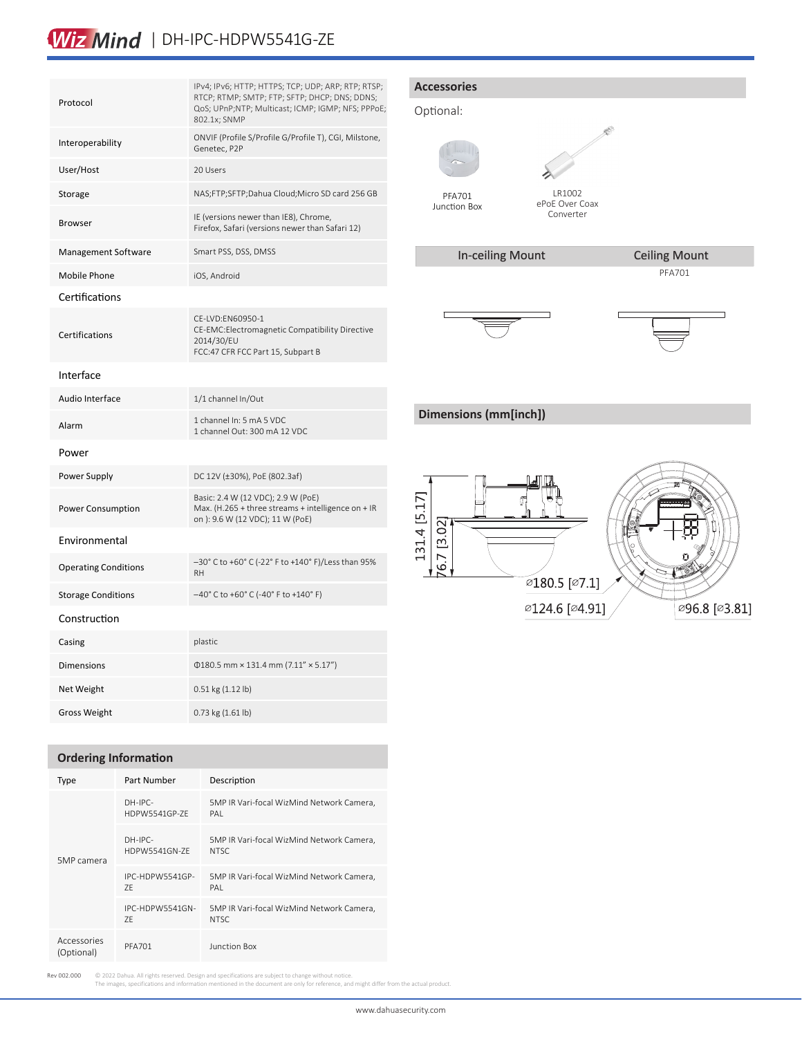| | |
|---|---|
| Protocol | IPv4; IPv6; HTTP; HTTPS; TCP; UDP; ARP; RTP; RTSP; RTCP; RTMP; SMTP; FTP; SFTP; DHCP; DNS; DDNS; QoS; UPnP;NTP; Multicast; ICMP; IGMP; NFS; PPPoE; 802.1x; SNMP |
| Interoperability | ONVIF (Profile S/Profile G/Profile T), CGI, Milstone, Genetec, P2P |
| User/Host | 20 Users |
| Storage | NAS;FTP;SFTP;Dahua Cloud;Micro SD card 256 GB |
| Browser | IE (versions newer than IE8), Chrome, Firefox, Safari (versions newer than Safari 12) |
| Management Software | Smart PSS, DSS, DMSS |
| Mobile Phone | iOS, Android |

## Certifications

| | |
|---|---|
| Certifications | CE-LVD:EN60950-1<br>CE-EMC:Electromagnetic Compatibility Directive 2014/30/EU<br>FCC:47 CFR FCC Part 15, Subpart B |

## Interface

| | |
|---|---|
| Audio Interface | 1/1 channel In/Out |
| Alarm | 1 channel In: 5 mA 5 VDC<br>1 channel Out: 300 mA 12 VDC |

## Power

| | |
|---|---|
| Power Supply | DC 12V (±30%), PoE (802.3af) |
| Power Consumption | Basic: 2.4 W (12 VDC); 2.9 W (PoE)<br>Max. (H.265 + three streams + intelligence on + IR on ): 9.6 W (12 VDC); 11 W (PoE) |

## Environmental

| | |
|---|---|
| Operating Conditions | –30° C to +60° C (-22° F to +140° F)/Less than 95% RH |
| Storage Conditions | –40° C to +60° C (-40° F to +140° F) |

## Construction

| | |
|---|---|
| Casing | plastic |
| Dimensions | Φ180.5 mm × 131.4 mm (7.11" × 5.17") |
| Net Weight | 0.51 kg (1.12 lb) |
| Gross Weight | 0.73 kg (1.61 lb) |

## Ordering Information

| Type | Part Number | Description |
|---|---|---|
| 5MP camera | DH-IPC-HDPW5541GP-ZE | 5MP IR Vari-focal WizMind Network Camera, PAL |
| | DH-IPC-HDPW5541GN-ZE | 5MP IR Vari-focal WizMind Network Camera, NTSC |
| | IPC-HDPW5541GP-ZE | 5MP IR Vari-focal WizMind Network Camera, PAL |
| | IPC-HDPW5541GN-ZE | 5MP IR Vari-focal WizMind Network Camera, NTSC |
| Accessories (Optional) | PFA701 | Junction Box |

## Accessories

Optional:

PFA701 Junction Box

LR1002 ePoE Over Coax Converter

| In-ceiling Mount | Ceiling Mount |
|---|---|
| | PFA701 |

## Dimensions (mm[inch])

131.4 [5.17]
76.7 [3.02]
⌀180.5 [⌀7.1]
⌀124.6 [⌀4.91]
⌀96.8 [⌀3.81]

Rev 002.000

© 2022 Dahua. All rights reserved. Design and specifications are subject to change without notice.
The images, specifications and information mentioned in the document are only for reference, and might differ from the actual product.